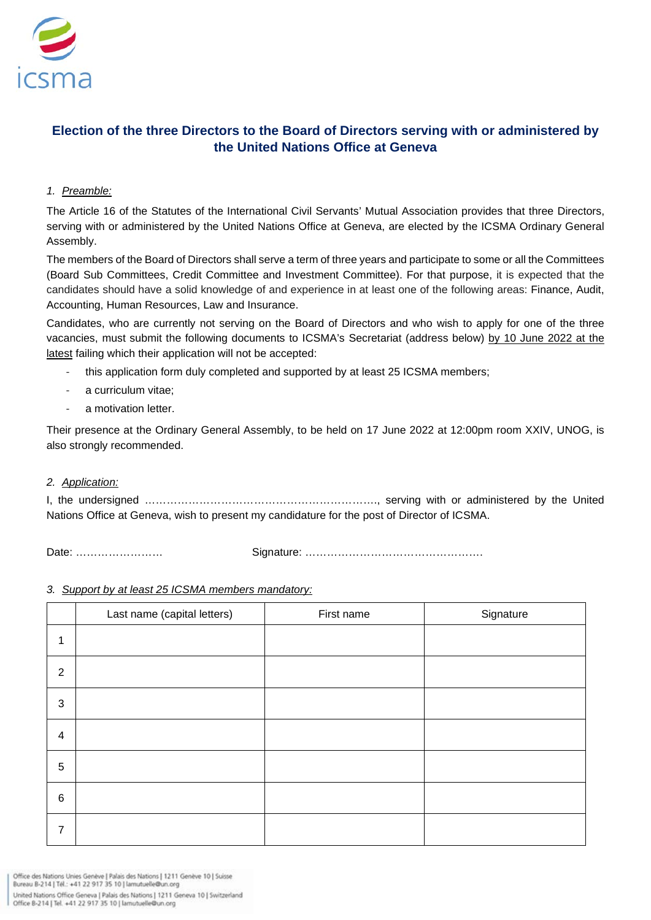icsma

# Election of the three Directors to the Board of Directors serving with or administered by the United Nations Office at Geneva

*1. Preamble:*

The Article 16 of the Statutes of the International Civil Servants' Mutual Association provides that three Directors, serving with or administered by the United Nations Office at Geneva, are elected by the ICSMA Ordinary General Assembly.

The members of the Board of Directors shall serve a term of three years and participate to some or all the Committees (Board Sub Committees, Credit Committee and Investment Committee). For that purpose, it is expected that the candidates should have a solid knowledge of and experience in at least one of the following areas: Finance, Audit, Accounting, Human Resources, Law and Insurance.

Candidates, who are currently not serving on the Board of Directors and who wish to apply for one of the three vacancies, must submit the following documents to ICSMA's Secretariat (address below) by 10 June 2022 at the latest failing which their application will not be accepted:

- this application form duly completed and supported by at least 25 ICSMA members;
- a curriculum vitae;
- a motivation letter.

Their presence at the Ordinary General Assembly, to be held on 17 June 2022 at 12:00pm room XXIV, UNOG, is also strongly recommended.

*2. Application:*

I, the undersigned ……………………………………………………………, serving with or administered by the United Nations Office at Geneva, wish to present my candidature for the post of Director of ICSMA.

Date: ……………………    Signature: ……………………………………………

*3. Support by at least 25 ICSMA members mandatory:*

| | Last name (capital letters) | First name | Signature |
|---|---|---|---|
| 1 | | | |
| 2 | | | |
| 3 | | | |
| 4 | | | |
| 5 | | | |
| 6 | | | |
| 7 | | | |

Office des Nations Unies Genève | Palais des Nations | 1211 Genève 10 | Suisse
Bureau B-214 | Tél.: +41 22 917 35 10 | lamutuelle@un.org
United Nations Office Geneva | Palais des Nations | 1211 Geneva 10 | Switzerland
Office B-214 | Tel. +41 22 917 35 10 | lamutuelle@un.org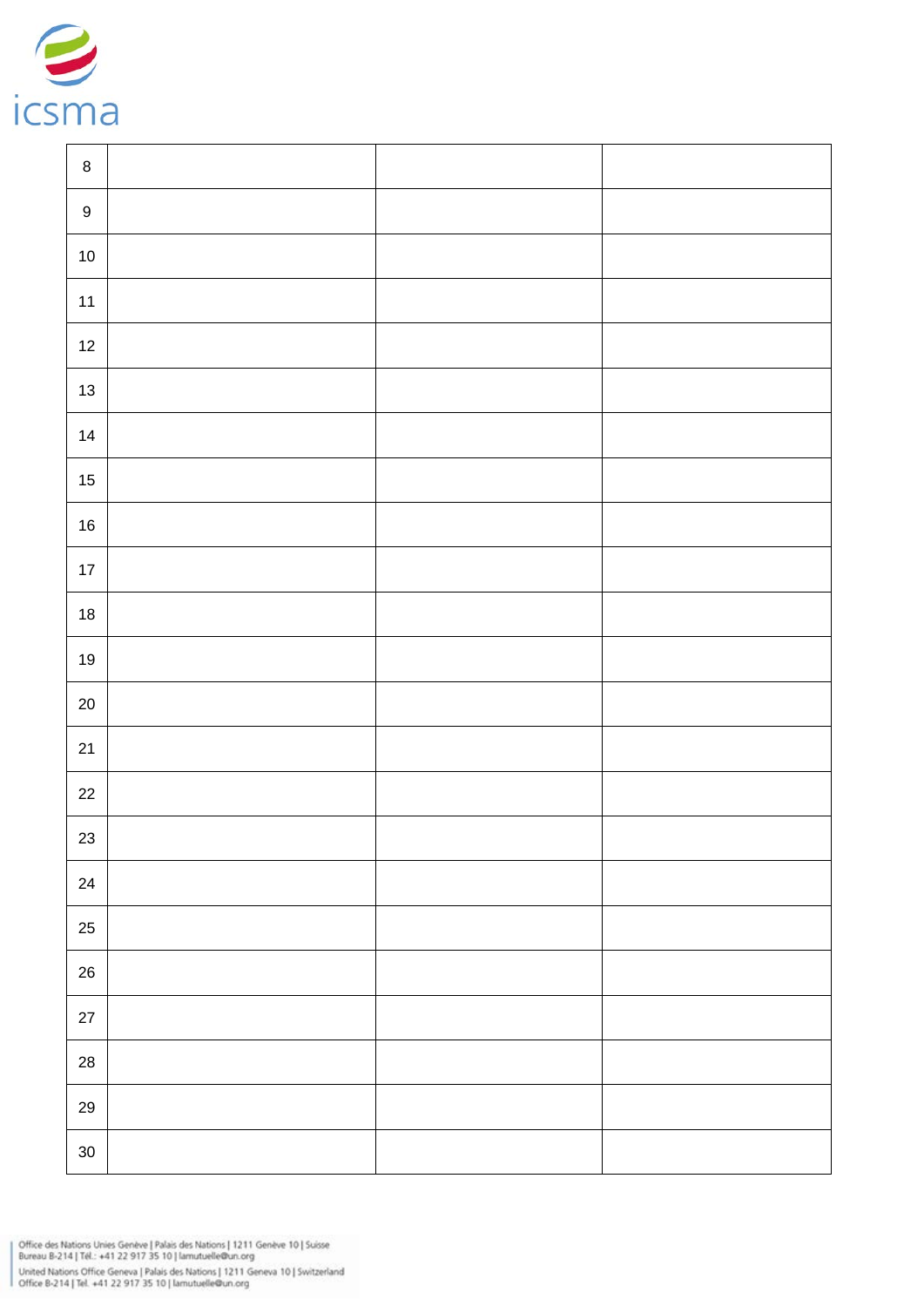icsma

| | | | |
|---|---|---|---|
| 8 | | | |
| 9 | | | |
| 10 | | | |
| 11 | | | |
| 12 | | | |
| 13 | | | |
| 14 | | | |
| 15 | | | |
| 16 | | | |
| 17 | | | |
| 18 | | | |
| 19 | | | |
| 20 | | | |
| 21 | | | |
| 22 | | | |
| 23 | | | |
| 24 | | | |
| 25 | | | |
| 26 | | | |
| 27 | | | |
| 28 | | | |
| 29 | | | |
| 30 | | | |

Office des Nations Unies Genève | Palais des Nations | 1211 Genève 10 | Suisse
Bureau B-214 | Tél.: +41 22 917 35 10 | lamutuelle@un.org
United Nations Office Geneva | Palais des Nations | 1211 Geneva 10 | Switzerland
Office B-214 | Tel. +41 22 917 35 10 | lamutuelle@un.org